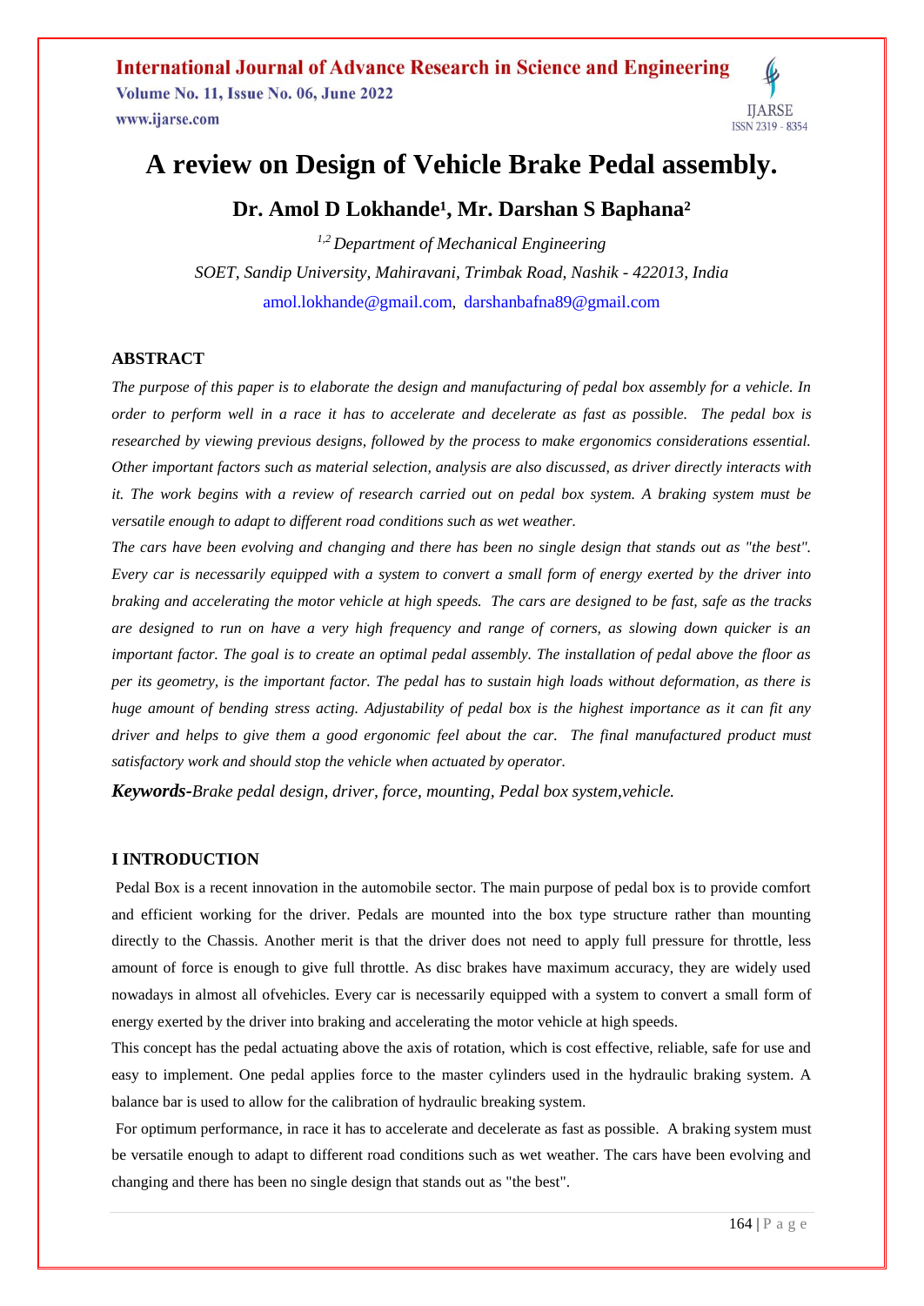# A review on Design of Vehicle Brake Pedal assembly.

**Dr. Amol D Lokhande[1], Mr. Darshan S Baphana[2]**

*[1,2] Department of Mechanical Engineering*

*SOET, Sandip University, Mahiravani, Trimbak Road, Nashik - 422013, India*

amol.lokhande@gmail.com, darshanbafna89@gmail.com

## ABSTRACT

*The purpose of this paper is to elaborate the design and manufacturing of pedal box assembly for a vehicle. In order to perform well in a race it has to accelerate and decelerate as fast as possible. The pedal box is researched by viewing previous designs, followed by the process to make ergonomics considerations essential. Other important factors such as material selection, analysis are also discussed, as driver directly interacts with it. The work begins with a review of research carried out on pedal box system. A braking system must be versatile enough to adapt to different road conditions such as wet weather.*

*The cars have been evolving and changing and there has been no single design that stands out as "the best". Every car is necessarily equipped with a system to convert a small form of energy exerted by the driver into braking and accelerating the motor vehicle at high speeds. The cars are designed to be fast, safe as the tracks are designed to run on have a very high frequency and range of corners, as slowing down quicker is an important factor. The goal is to create an optimal pedal assembly. The installation of pedal above the floor as per its geometry, is the important factor. The pedal has to sustain high loads without deformation, as there is huge amount of bending stress acting. Adjustability of pedal box is the highest importance as it can fit any driver and helps to give them a good ergonomic feel about the car. The final manufactured product must satisfactory work and should stop the vehicle when actuated by operator.*

***Keywords-****Brake pedal design, driver, force, mounting, Pedal box system,vehicle.*

## I INTRODUCTION

Pedal Box is a recent innovation in the automobile sector. The main purpose of pedal box is to provide comfort and efficient working for the driver. Pedals are mounted into the box type structure rather than mounting directly to the Chassis. Another merit is that the driver does not need to apply full pressure for throttle, less amount of force is enough to give full throttle. As disc brakes have maximum accuracy, they are widely used nowadays in almost all ofvehicles. Every car is necessarily equipped with a system to convert a small form of energy exerted by the driver into braking and accelerating the motor vehicle at high speeds.

This concept has the pedal actuating above the axis of rotation, which is cost effective, reliable, safe for use and easy to implement. One pedal applies force to the master cylinders used in the hydraulic braking system. A balance bar is used to allow for the calibration of hydraulic breaking system.

For optimum performance, in race it has to accelerate and decelerate as fast as possible. A braking system must be versatile enough to adapt to different road conditions such as wet weather. The cars have been evolving and changing and there has been no single design that stands out as "the best".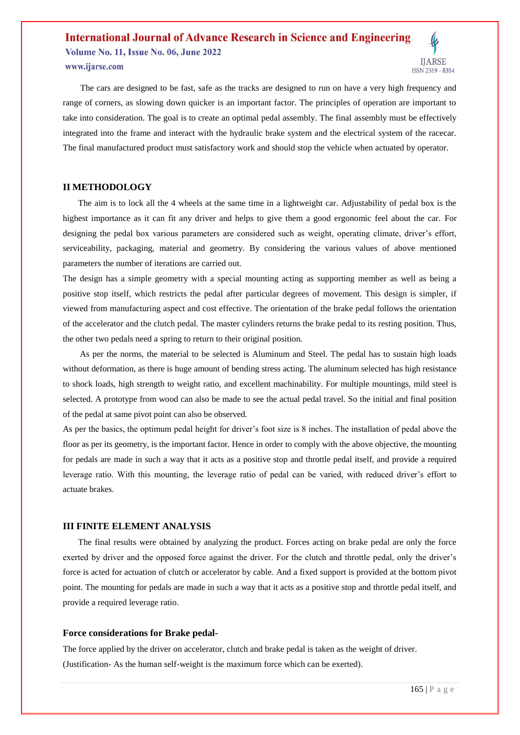The cars are designed to be fast, safe as the tracks are designed to run on have a very high frequency and range of corners, as slowing down quicker is an important factor. The principles of operation are important to take into consideration. The goal is to create an optimal pedal assembly. The final assembly must be effectively integrated into the frame and interact with the hydraulic brake system and the electrical system of the racecar. The final manufactured product must satisfactory work and should stop the vehicle when actuated by operator.

## II METHODOLOGY

The aim is to lock all the 4 wheels at the same time in a lightweight car. Adjustability of pedal box is the highest importance as it can fit any driver and helps to give them a good ergonomic feel about the car. For designing the pedal box various parameters are considered such as weight, operating climate, driver's effort, serviceability, packaging, material and geometry. By considering the various values of above mentioned parameters the number of iterations are carried out.

The design has a simple geometry with a special mounting acting as supporting member as well as being a positive stop itself, which restricts the pedal after particular degrees of movement. This design is simpler, if viewed from manufacturing aspect and cost effective. The orientation of the brake pedal follows the orientation of the accelerator and the clutch pedal. The master cylinders returns the brake pedal to its resting position. Thus, the other two pedals need a spring to return to their original position.

As per the norms, the material to be selected is Aluminum and Steel. The pedal has to sustain high loads without deformation, as there is huge amount of bending stress acting. The aluminum selected has high resistance to shock loads, high strength to weight ratio, and excellent machinability. For multiple mountings, mild steel is selected. A prototype from wood can also be made to see the actual pedal travel. So the initial and final position of the pedal at same pivot point can also be observed.

As per the basics, the optimum pedal height for driver's foot size is 8 inches. The installation of pedal above the floor as per its geometry, is the important factor. Hence in order to comply with the above objective, the mounting for pedals are made in such a way that it acts as a positive stop and throttle pedal itself, and provide a required leverage ratio. With this mounting, the leverage ratio of pedal can be varied, with reduced driver's effort to actuate brakes.

## III FINITE ELEMENT ANALYSIS

The final results were obtained by analyzing the product. Forces acting on brake pedal are only the force exerted by driver and the opposed force against the driver. For the clutch and throttle pedal, only the driver's force is acted for actuation of clutch or accelerator by cable. And a fixed support is provided at the bottom pivot point. The mounting for pedals are made in such a way that it acts as a positive stop and throttle pedal itself, and provide a required leverage ratio.

### Force considerations for Brake pedal-

The force applied by the driver on accelerator, clutch and brake pedal is taken as the weight of driver. (Justification- As the human self-weight is the maximum force which can be exerted).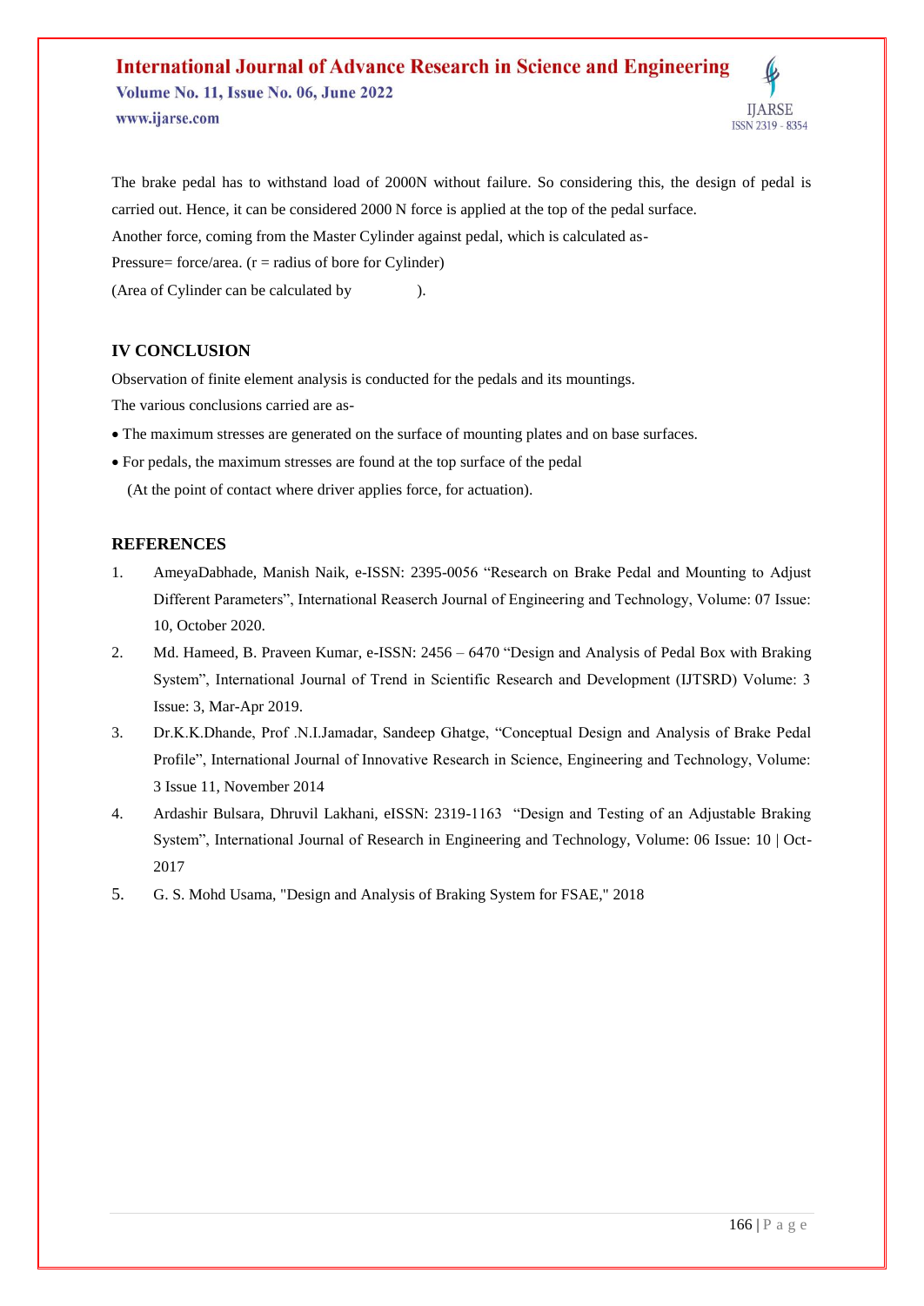The brake pedal has to withstand load of 2000N without failure. So considering this, the design of pedal is carried out. Hence, it can be considered 2000 N force is applied at the top of the pedal surface.

Another force, coming from the Master Cylinder against pedal, which is calculated as-

Pressure= force/area. (r = radius of bore for Cylinder)

(Area of Cylinder can be calculated by ).

## IV CONCLUSION

Observation of finite element analysis is conducted for the pedals and its mountings.

The various conclusions carried are as-

- The maximum stresses are generated on the surface of mounting plates and on base surfaces.
- For pedals, the maximum stresses are found at the top surface of the pedal (At the point of contact where driver applies force, for actuation).

## REFERENCES

1. AmeyaDabhade, Manish Naik, e-ISSN: 2395-0056 "Research on Brake Pedal and Mounting to Adjust Different Parameters", International Reaserch Journal of Engineering and Technology, Volume: 07 Issue: 10, October 2020.
2. Md. Hameed, B. Praveen Kumar, e-ISSN: 2456 – 6470 "Design and Analysis of Pedal Box with Braking System", International Journal of Trend in Scientific Research and Development (IJTSRD) Volume: 3 Issue: 3, Mar-Apr 2019.
3. Dr.K.K.Dhande, Prof .N.I.Jamadar, Sandeep Ghatge, "Conceptual Design and Analysis of Brake Pedal Profile", International Journal of Innovative Research in Science, Engineering and Technology, Volume: 3 Issue 11, November 2014
4. Ardashir Bulsara, Dhruvil Lakhani, eISSN: 2319-1163 "Design and Testing of an Adjustable Braking System", International Journal of Research in Engineering and Technology, Volume: 06 Issue: 10 | Oct-2017
5. G. S. Mohd Usama, "Design and Analysis of Braking System for FSAE," 2018